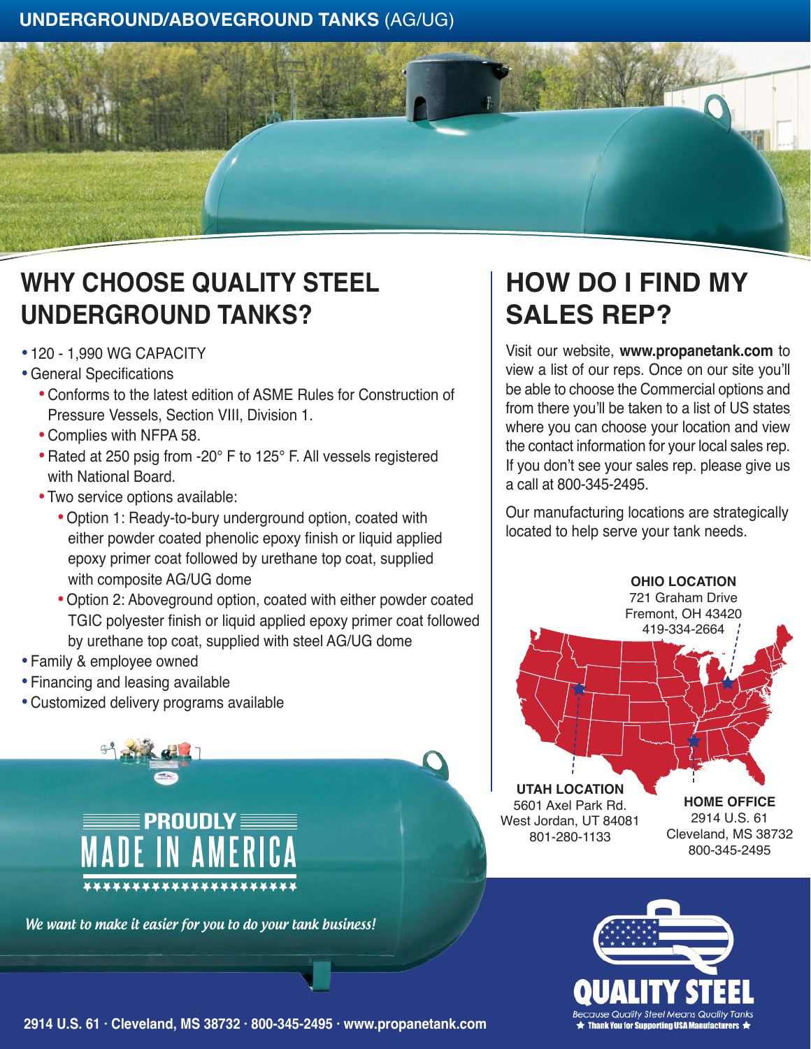# UNDERGROUND/ABOVEGROUND TANKS (AG/UG)

## WHY CHOOSE QUALITY STEEL UNDERGROUND TANKS?

- 120 - 1,990 WG CAPACITY
- General Specifications
  - Conforms to the latest edition of ASME Rules for Construction of Pressure Vessels, Section VIII, Division 1.
  - Complies with NFPA 58.
  - Rated at 250 psig from -20° F to 125° F. All vessels registered with National Board.
  - Two service options available:
    - Option 1: Ready-to-bury underground option, coated with either powder coated phenolic epoxy finish or liquid applied epoxy primer coat followed by urethane top coat, supplied with composite AG/UG dome
    - Option 2: Aboveground option, coated with either powder coated TGIC polyester finish or liquid applied epoxy primer coat followed by urethane top coat, supplied with steel AG/UG dome
- Family & employee owned
- Financing and leasing available
- Customized delivery programs available

PROUDLY MADE IN AMERICA

*We want to make it easier for you to do your tank business!*

## HOW DO I FIND MY SALES REP?

Visit our website, **www.propanetank.com** to view a list of our reps. Once on our site you'll be able to choose the Commercial options and from there you'll be taken to a list of US states where you can choose your location and view the contact information for your local sales rep. If you don't see your sales rep. please give us a call at 800-345-2495.

Our manufacturing locations are strategically located to help serve your tank needs.

**OHIO LOCATION**
721 Graham Drive
Fremont, OH 43420
419-334-2664

**UTAH LOCATION**
5601 Axel Park Rd.
West Jordan, UT 84081
801-280-1133

**HOME OFFICE**
2914 U.S. 61
Cleveland, MS 38732
800-345-2495

QUALITY STEEL
*Because Quality Steel Means Quality Tanks*
★ Thank You for Supporting USA Manufacturers ★

2914 U.S. 61 · Cleveland, MS 38732 · 800-345-2495 · www.propanetank.com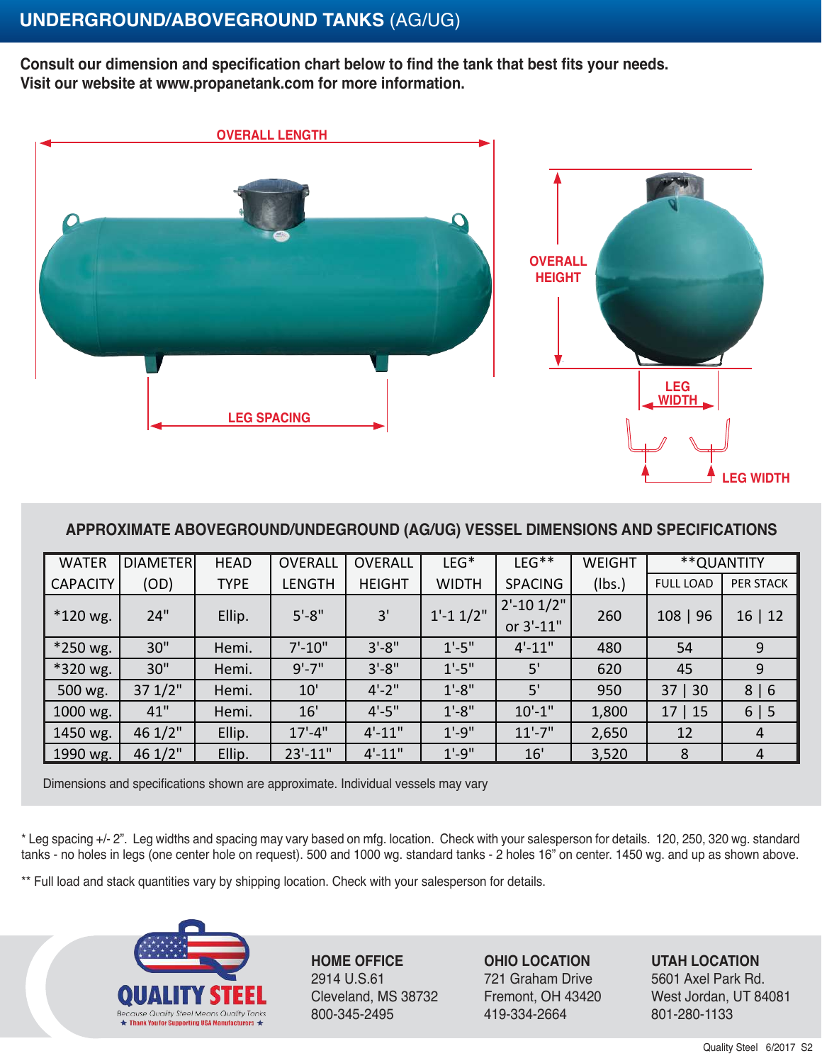# UNDERGROUND/ABOVEGROUND TANKS (AG/UG)

**Consult our dimension and specification chart below to find the tank that best fits your needs.**
**Visit our website at www.propanetank.com for more information.**

OVERALL LENGTH

LEG SPACING

OVERALL HEIGHT

LEG WIDTH

LEG WIDTH

## APPROXIMATE ABOVEGROUND/UNDEGROUND (AG/UG) VESSEL DIMENSIONS AND SPECIFICATIONS

| WATER CAPACITY | DIAMETER (OD) | HEAD TYPE | OVERALL LENGTH | OVERALL HEIGHT | LEG* WIDTH | LEG** SPACING | WEIGHT (lbs.) | **QUANTITY | |
|---|---|---|---|---|---|---|---|---|---|
| | | | | | | | | FULL LOAD | PER STACK |
| *120 wg. | 24" | Ellip. | 5'-8" | 3' | 1'-1 1/2" | 2'-10 1/2" or 3'-11" | 260 | 108 \| 96 | 16 \| 12 |
| *250 wg. | 30" | Hemi. | 7'-10" | 3'-8" | 1'-5" | 4'-11" | 480 | 54 | 9 |
| *320 wg. | 30" | Hemi. | 9'-7" | 3'-8" | 1'-5" | 5' | 620 | 45 | 9 |
| 500 wg. | 37 1/2" | Hemi. | 10' | 4'-2" | 1'-8" | 5' | 950 | 37 \| 30 | 8 \| 6 |
| 1000 wg. | 41" | Hemi. | 16' | 4'-5" | 1'-8" | 10'-1" | 1,800 | 17 \| 15 | 6 \| 5 |
| 1450 wg. | 46 1/2" | Ellip. | 17'-4" | 4'-11" | 1'-9" | 11'-7" | 2,650 | 12 | 4 |
| 1990 wg. | 46 1/2" | Ellip. | 23'-11" | 4'-11" | 1'-9" | 16' | 3,520 | 8 | 4 |

Dimensions and specifications shown are approximate. Individual vessels may vary

* Leg spacing +/- 2". Leg widths and spacing may vary based on mfg. location. Check with your salesperson for details. 120, 250, 320 wg. standard tanks - no holes in legs (one center hole on request). 500 and 1000 wg. standard tanks - 2 holes 16" on center. 1450 wg. and up as shown above.

** Full load and stack quantities vary by shipping location. Check with your salesperson for details.

QUALITY STEEL
Because Quality Steel Means Quality Tanks
★ Thank You for Supporting USA Manufacturers ★

**HOME OFFICE**
2914 U.S.61
Cleveland, MS 38732
800-345-2495

**OHIO LOCATION**
721 Graham Drive
Fremont, OH 43420
419-334-2664

**UTAH LOCATION**
5601 Axel Park Rd.
West Jordan, UT 84081
801-280-1133

Quality Steel 6/2017 S2